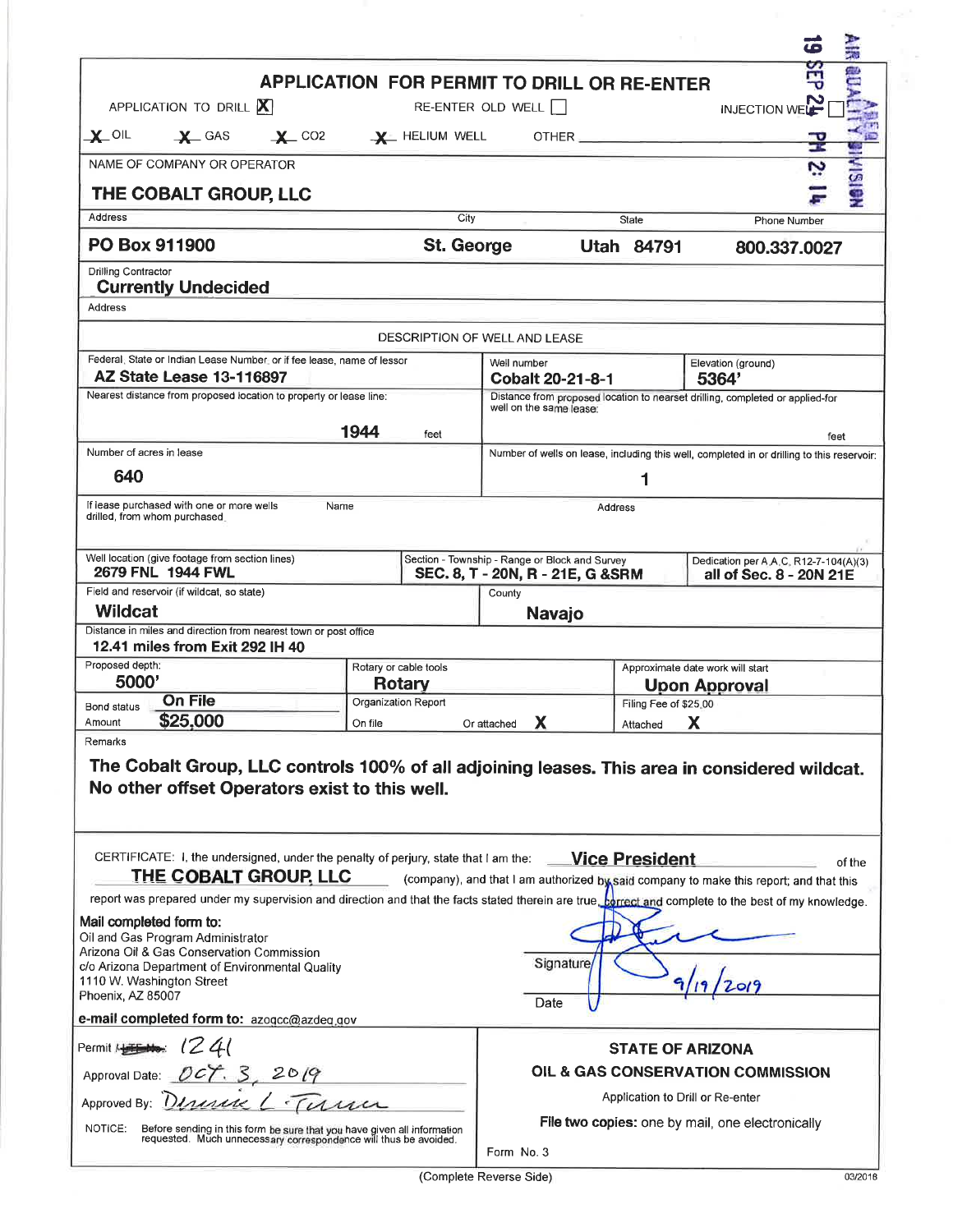# APPLICATION FOR PERMIT TO DRILL OR RE-ENTER

AIR QUALITY DIVISION
19 SEP 24 PM 2:14

APPLICATION TO DRILL [X] RE-ENTER OLD WELL [ ] INJECTION WELL [ ]

X OIL X GAS X CO2 X HELIUM WELL OTHER ______

| | | | |
|---|---|---|---|
| NAME OF COMPANY OR OPERATOR<br>**THE COBALT GROUP, LLC** | | | |
| Address<br>**PO Box 911900** | City<br>**St. George** | State<br>**Utah 84791** | Phone Number<br>**800.337.0027** |
| Drilling Contractor<br>**Currently Undecided** | | | |
| Address | | | |

**DESCRIPTION OF WELL AND LEASE**

| | | |
|---|---|---|
| Federal, State or Indian Lease Number, or if fee lease, name of lessor<br>**AZ State Lease 13-116897** | Well number<br>**Cobalt 20-21-8-1** | Elevation (ground)<br>**5364'** |
| Nearest distance from proposed location to property or lease line:<br>**1944** feet | Distance from proposed location to nearest drilling, completed or applied-for well on the same lease:<br>feet | |
| Number of acres in lease<br>**640** | Number of wells on lease, including this well, completed in or drilling to this reservoir:<br>**1** | |
| If lease purchased with one or more wells drilled, from whom purchased | Name | Address |
| Well location (give footage from section lines)<br>**2679 FNL 1944 FWL** | Section - Township - Range or Block and Survey<br>**SEC. 8, T - 20N, R - 21E, G &SRM** | Dedication per A.A.C. R12-7-104(A)(3)<br>**all of Sec. 8 - 20N 21E** |
| Field and reservoir (if wildcat, so state)<br>**Wildcat** | County<br>**Navajo** | |
| Distance in miles and direction from nearest town or post office<br>**12.41 miles from Exit 292 IH 40** | | |
| Proposed depth:<br>**5000'** | Rotary or cable tools<br>**Rotary** | Approximate date work will start<br>**Upon Approval** |
| Bond status **On File**<br>Amount **$25,000** | Organization Report<br>On file ___ Or attached **X** | Filing Fee of $25.00<br>Attached **X** |

Remarks

**The Cobalt Group, LLC controls 100% of all adjoining leases. This area in considered wildcat. No other offset Operators exist to this well.**

CERTIFICATE: I, the undersigned, under the penalty of perjury, state that I am the: **Vice President** of the **THE COBALT GROUP, LLC** (company), and that I am authorized by said company to make this report; and that this report was prepared under my supervision and direction and that the facts stated therein are true, correct and complete to the best of my knowledge.

**Mail completed form to:**
Oil and Gas Program Administrator
Arizona Oil & Gas Conservation Commission
c/o Arizona Department of Environmental Quality
1110 W. Washington Street
Phoenix, AZ 85007

Signature [signature]

Date 9/19/2019

**e-mail completed form to:** azogcc@azdeq.gov

| | |
|---|---|
| Permit No.: 1241<br>Approval Date: Oct. 3, 2019<br>Approved By: [signature]<br>NOTICE: Before sending in this form be sure that you have given all information requested. Much unnecessary correspondence will thus be avoided. | **STATE OF ARIZONA**<br>**OIL & GAS CONSERVATION COMMISSION**<br>Application to Drill or Re-enter<br>**File two copies:** one by mail, one electronically<br>Form No. 3 |

(Complete Reverse Side)

03/2018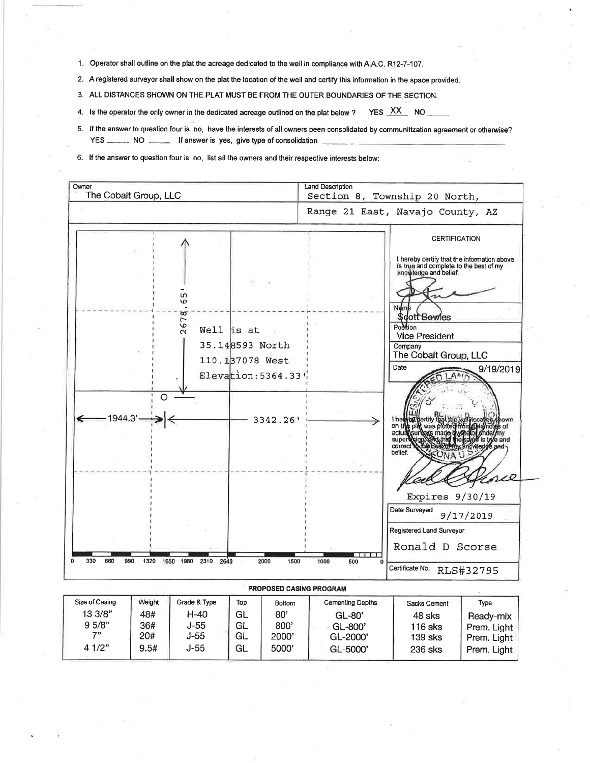1. Operator shall outline on the plat the acreage dedicated to the well in compliance with A.A.C. R12-7-107.
2. A registered surveyor shall show on the plat the location of the well and certify this information in the space provided.
3. ALL DISTANCES SHOWN ON THE PLAT MUST BE FROM THE OUTER BOUNDARIES OF THE SECTION.
4. Is the operator the only owner in the dedicated acreage outlined on the plat below ? YES XX NO ____
5. If the answer to question four is no, have the interests of all owners been consolidated by communitization agreement or otherwise? YES ____ NO ____ If answer is yes, give type of consolidation ____
6. If the answer to question four is no, list all the owners and their respective interests below:

| Owner | Land Description |
|---|---|
| The Cobalt Group, LLC | Section 8, Township 20 North, Range 21 East, Navajo County, AZ |

Well is at
35.148593 North
110.137078 West
Elevation:5364.33'

2678.65'

1944.3'

3342.26'

0 330 660 990 1320 1650 1980 2310 2640 2000 1500 1000 500 0

**CERTIFICATION**

I hereby certify that the information above is true and complete to the best of my knowledge and belief.

Name: Scott Bowles

Position: Vice President

Company: The Cobalt Group, LLC

Date: 9/19/2019

I hereby certify that the well location shown on the plat was plotted from field notes of actual surveys made by me or under my supervision, and that the same is true and correct to the best of my knowledge and belief.

Expires 9/30/19

Date Surveyed: 9/17/2019

Registered Land Surveyor: Ronald D Scorse

Certificate No. RLS#32795

**PROPOSED CASING PROGRAM**

| Size of Casing | Weight | Grade & Type | Top | Bottom | Cementing Depths | Sacks Cement | Type |
|---|---|---|---|---|---|---|---|
| 13 3/8" | 48# | H-40 | GL | 80' | GL-80' | 48 sks | Ready-mix |
| 9 5/8" | 36# | J-55 | GL | 800' | GL-800' | 116 sks | Prem. Light |
| 7" | 20# | J-55 | GL | 2000' | GL-2000' | 139 sks | Prem. Light |
| 4 1/2" | 9.5# | J-55 | GL | 5000' | GL-5000' | 236 sks | Prem. Light |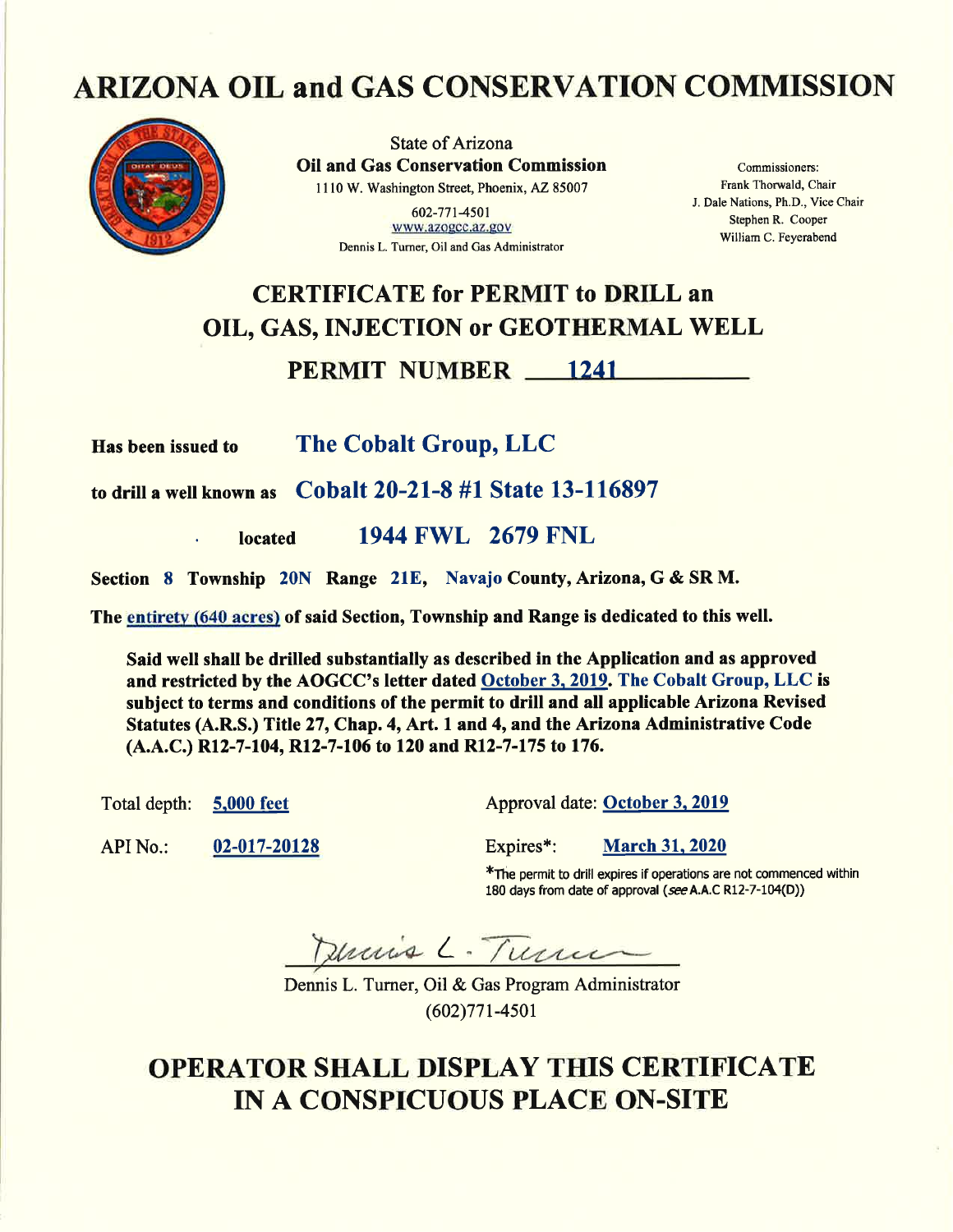# ARIZONA OIL and GAS CONSERVATION COMMISSION

State of Arizona
**Oil and Gas Conservation Commission**
1110 W. Washington Street, Phoenix, AZ 85007
602-771-4501
www.azogcc.az.gov
Dennis L. Turner, Oil and Gas Administrator

Commissioners:
Frank Thorwald, Chair
J. Dale Nations, Ph.D., Vice Chair
Stephen R. Cooper
William C. Feyerabend

## CERTIFICATE for PERMIT to DRILL an OIL, GAS, INJECTION or GEOTHERMAL WELL

## PERMIT NUMBER 1241

**Has been issued to** **The Cobalt Group, LLC**

**to drill a well known as** **Cobalt 20-21-8 #1 State 13-116897**

**located** **1944 FWL 2679 FNL**

**Section 8 Township 20N Range 21E, Navajo County, Arizona, G & SR M.**

**The entirety (640 acres) of said Section, Township and Range is dedicated to this well.**

**Said well shall be drilled substantially as described in the Application and as approved and restricted by the AOGCC's letter dated October 3, 2019. The Cobalt Group, LLC is subject to terms and conditions of the permit to drill and all applicable Arizona Revised Statutes (A.R.S.) Title 27, Chap. 4, Art. 1 and 4, and the Arizona Administrative Code (A.A.C.) R12-7-104, R12-7-106 to 120 and R12-7-175 to 176.**

Total depth: **5,000 feet**

API No.: **02-017-20128**

Approval date: **October 3, 2019**

Expires*: **March 31, 2020**

*The permit to drill expires if operations are not commenced within 180 days from date of approval (*see* A.A.C R12-7-104(D))

Dennis L. Turner, Oil & Gas Program Administrator
(602)771-4501

## OPERATOR SHALL DISPLAY THIS CERTIFICATE IN A CONSPICUOUS PLACE ON-SITE